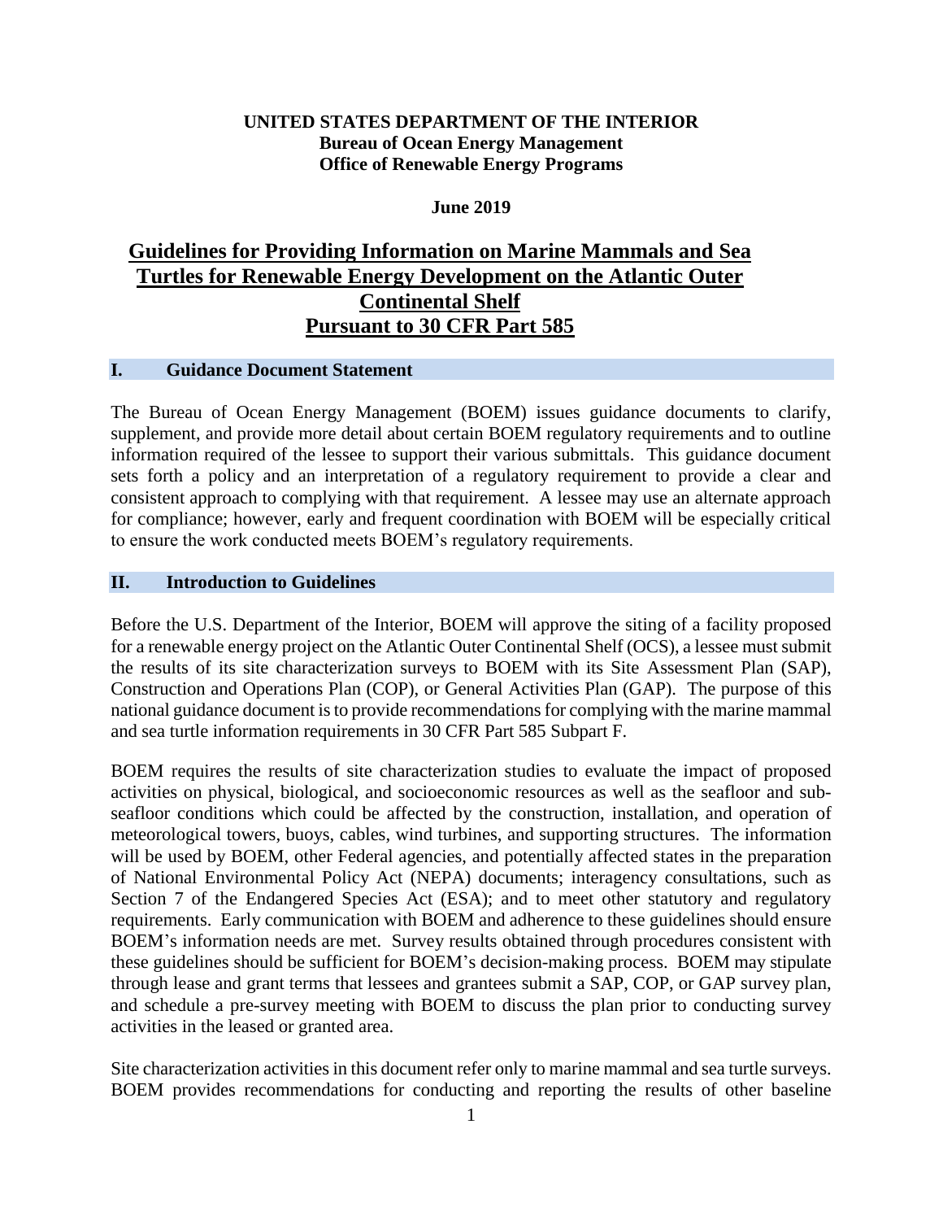**UNITED STATES DEPARTMENT OF THE INTERIOR**
**Bureau of Ocean Energy Management**
**Office of Renewable Energy Programs**

**June 2019**

# Guidelines for Providing Information on Marine Mammals and Sea Turtles for Renewable Energy Development on the Atlantic Outer Continental Shelf Pursuant to 30 CFR Part 585

## I. Guidance Document Statement

The Bureau of Ocean Energy Management (BOEM) issues guidance documents to clarify, supplement, and provide more detail about certain BOEM regulatory requirements and to outline information required of the lessee to support their various submittals. This guidance document sets forth a policy and an interpretation of a regulatory requirement to provide a clear and consistent approach to complying with that requirement. A lessee may use an alternate approach for compliance; however, early and frequent coordination with BOEM will be especially critical to ensure the work conducted meets BOEM's regulatory requirements.

## II. Introduction to Guidelines

Before the U.S. Department of the Interior, BOEM will approve the siting of a facility proposed for a renewable energy project on the Atlantic Outer Continental Shelf (OCS), a lessee must submit the results of its site characterization surveys to BOEM with its Site Assessment Plan (SAP), Construction and Operations Plan (COP), or General Activities Plan (GAP). The purpose of this national guidance document is to provide recommendations for complying with the marine mammal and sea turtle information requirements in 30 CFR Part 585 Subpart F.

BOEM requires the results of site characterization studies to evaluate the impact of proposed activities on physical, biological, and socioeconomic resources as well as the seafloor and sub-seafloor conditions which could be affected by the construction, installation, and operation of meteorological towers, buoys, cables, wind turbines, and supporting structures. The information will be used by BOEM, other Federal agencies, and potentially affected states in the preparation of National Environmental Policy Act (NEPA) documents; interagency consultations, such as Section 7 of the Endangered Species Act (ESA); and to meet other statutory and regulatory requirements. Early communication with BOEM and adherence to these guidelines should ensure BOEM's information needs are met. Survey results obtained through procedures consistent with these guidelines should be sufficient for BOEM's decision-making process. BOEM may stipulate through lease and grant terms that lessees and grantees submit a SAP, COP, or GAP survey plan, and schedule a pre-survey meeting with BOEM to discuss the plan prior to conducting survey activities in the leased or granted area.

Site characterization activities in this document refer only to marine mammal and sea turtle surveys. BOEM provides recommendations for conducting and reporting the results of other baseline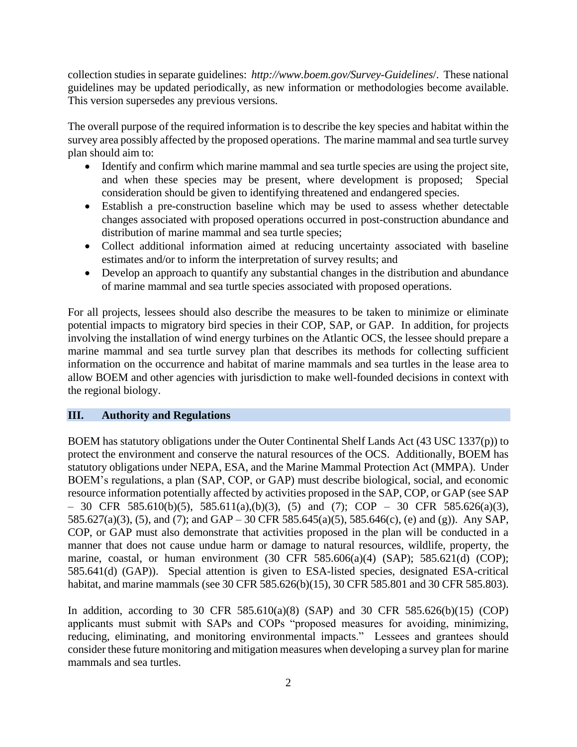collection studies in separate guidelines: *http://www.boem.gov/Survey-Guidelines*/. These national guidelines may be updated periodically, as new information or methodologies become available. This version supersedes any previous versions.

The overall purpose of the required information is to describe the key species and habitat within the survey area possibly affected by the proposed operations. The marine mammal and sea turtle survey plan should aim to:

- Identify and confirm which marine mammal and sea turtle species are using the project site, and when these species may be present, where development is proposed; Special consideration should be given to identifying threatened and endangered species.
- Establish a pre-construction baseline which may be used to assess whether detectable changes associated with proposed operations occurred in post-construction abundance and distribution of marine mammal and sea turtle species;
- Collect additional information aimed at reducing uncertainty associated with baseline estimates and/or to inform the interpretation of survey results; and
- Develop an approach to quantify any substantial changes in the distribution and abundance of marine mammal and sea turtle species associated with proposed operations.

For all projects, lessees should also describe the measures to be taken to minimize or eliminate potential impacts to migratory bird species in their COP, SAP, or GAP. In addition, for projects involving the installation of wind energy turbines on the Atlantic OCS, the lessee should prepare a marine mammal and sea turtle survey plan that describes its methods for collecting sufficient information on the occurrence and habitat of marine mammals and sea turtles in the lease area to allow BOEM and other agencies with jurisdiction to make well-founded decisions in context with the regional biology.

## III. Authority and Regulations

BOEM has statutory obligations under the Outer Continental Shelf Lands Act (43 USC 1337(p)) to protect the environment and conserve the natural resources of the OCS. Additionally, BOEM has statutory obligations under NEPA, ESA, and the Marine Mammal Protection Act (MMPA). Under BOEM's regulations, a plan (SAP, COP, or GAP) must describe biological, social, and economic resource information potentially affected by activities proposed in the SAP, COP, or GAP (see SAP – 30 CFR 585.610(b)(5), 585.611(a),(b)(3), (5) and (7); COP – 30 CFR 585.626(a)(3), 585.627(a)(3), (5), and (7); and GAP – 30 CFR 585.645(a)(5), 585.646(c), (e) and (g)). Any SAP, COP, or GAP must also demonstrate that activities proposed in the plan will be conducted in a manner that does not cause undue harm or damage to natural resources, wildlife, property, the marine, coastal, or human environment (30 CFR 585.606(a)(4) (SAP); 585.621(d) (COP); 585.641(d) (GAP)). Special attention is given to ESA-listed species, designated ESA-critical habitat, and marine mammals (see 30 CFR 585.626(b)(15), 30 CFR 585.801 and 30 CFR 585.803).

In addition, according to 30 CFR 585.610(a)(8) (SAP) and 30 CFR 585.626(b)(15) (COP) applicants must submit with SAPs and COPs "proposed measures for avoiding, minimizing, reducing, eliminating, and monitoring environmental impacts." Lessees and grantees should consider these future monitoring and mitigation measures when developing a survey plan for marine mammals and sea turtles.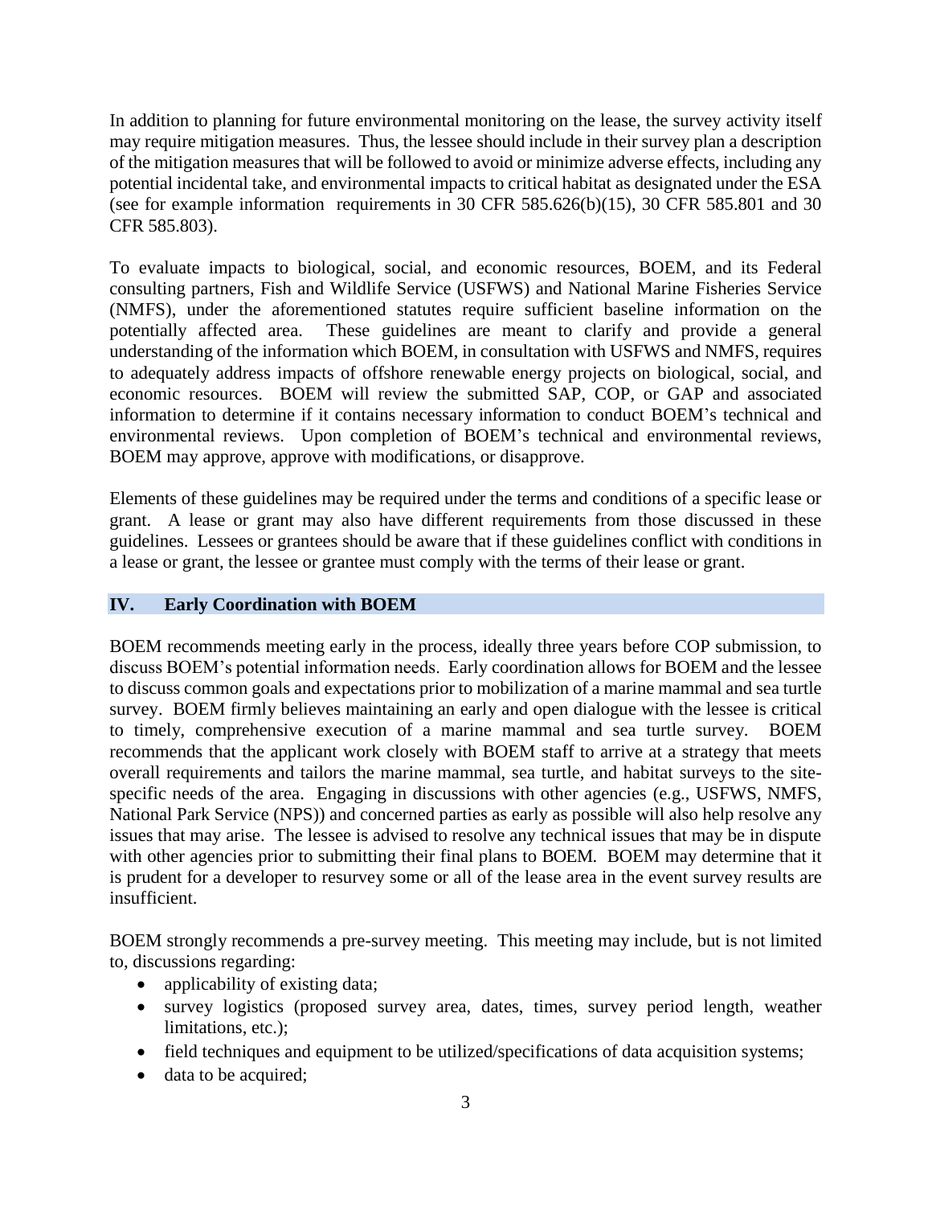In addition to planning for future environmental monitoring on the lease, the survey activity itself may require mitigation measures. Thus, the lessee should include in their survey plan a description of the mitigation measures that will be followed to avoid or minimize adverse effects, including any potential incidental take, and environmental impacts to critical habitat as designated under the ESA (see for example information requirements in 30 CFR 585.626(b)(15), 30 CFR 585.801 and 30 CFR 585.803).

To evaluate impacts to biological, social, and economic resources, BOEM, and its Federal consulting partners, Fish and Wildlife Service (USFWS) and National Marine Fisheries Service (NMFS), under the aforementioned statutes require sufficient baseline information on the potentially affected area. These guidelines are meant to clarify and provide a general understanding of the information which BOEM, in consultation with USFWS and NMFS, requires to adequately address impacts of offshore renewable energy projects on biological, social, and economic resources. BOEM will review the submitted SAP, COP, or GAP and associated information to determine if it contains necessary information to conduct BOEM's technical and environmental reviews. Upon completion of BOEM's technical and environmental reviews, BOEM may approve, approve with modifications, or disapprove.

Elements of these guidelines may be required under the terms and conditions of a specific lease or grant. A lease or grant may also have different requirements from those discussed in these guidelines. Lessees or grantees should be aware that if these guidelines conflict with conditions in a lease or grant, the lessee or grantee must comply with the terms of their lease or grant.

## IV. Early Coordination with BOEM

BOEM recommends meeting early in the process, ideally three years before COP submission, to discuss BOEM's potential information needs. Early coordination allows for BOEM and the lessee to discuss common goals and expectations prior to mobilization of a marine mammal and sea turtle survey. BOEM firmly believes maintaining an early and open dialogue with the lessee is critical to timely, comprehensive execution of a marine mammal and sea turtle survey. BOEM recommends that the applicant work closely with BOEM staff to arrive at a strategy that meets overall requirements and tailors the marine mammal, sea turtle, and habitat surveys to the site-specific needs of the area. Engaging in discussions with other agencies (e.g., USFWS, NMFS, National Park Service (NPS)) and concerned parties as early as possible will also help resolve any issues that may arise. The lessee is advised to resolve any technical issues that may be in dispute with other agencies prior to submitting their final plans to BOEM. BOEM may determine that it is prudent for a developer to resurvey some or all of the lease area in the event survey results are insufficient.

BOEM strongly recommends a pre-survey meeting. This meeting may include, but is not limited to, discussions regarding:

- applicability of existing data;
- survey logistics (proposed survey area, dates, times, survey period length, weather limitations, etc.);
- field techniques and equipment to be utilized/specifications of data acquisition systems;
- data to be acquired;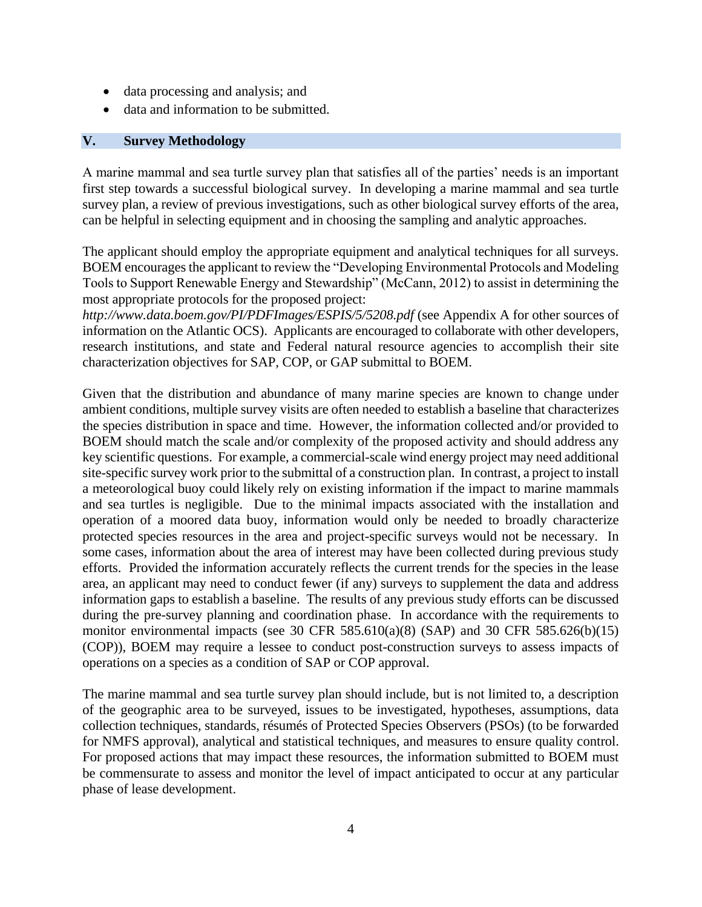- data processing and analysis; and
- data and information to be submitted.

## V. Survey Methodology

A marine mammal and sea turtle survey plan that satisfies all of the parties' needs is an important first step towards a successful biological survey. In developing a marine mammal and sea turtle survey plan, a review of previous investigations, such as other biological survey efforts of the area, can be helpful in selecting equipment and in choosing the sampling and analytic approaches.

The applicant should employ the appropriate equipment and analytical techniques for all surveys. BOEM encourages the applicant to review the "Developing Environmental Protocols and Modeling Tools to Support Renewable Energy and Stewardship" (McCann, 2012) to assist in determining the most appropriate protocols for the proposed project: *http://www.data.boem.gov/PI/PDFImages/ESPIS/5/5208.pdf* (see Appendix A for other sources of information on the Atlantic OCS). Applicants are encouraged to collaborate with other developers, research institutions, and state and Federal natural resource agencies to accomplish their site characterization objectives for SAP, COP, or GAP submittal to BOEM.

Given that the distribution and abundance of many marine species are known to change under ambient conditions, multiple survey visits are often needed to establish a baseline that characterizes the species distribution in space and time. However, the information collected and/or provided to BOEM should match the scale and/or complexity of the proposed activity and should address any key scientific questions. For example, a commercial-scale wind energy project may need additional site-specific survey work prior to the submittal of a construction plan. In contrast, a project to install a meteorological buoy could likely rely on existing information if the impact to marine mammals and sea turtles is negligible. Due to the minimal impacts associated with the installation and operation of a moored data buoy, information would only be needed to broadly characterize protected species resources in the area and project-specific surveys would not be necessary. In some cases, information about the area of interest may have been collected during previous study efforts. Provided the information accurately reflects the current trends for the species in the lease area, an applicant may need to conduct fewer (if any) surveys to supplement the data and address information gaps to establish a baseline. The results of any previous study efforts can be discussed during the pre-survey planning and coordination phase. In accordance with the requirements to monitor environmental impacts (see 30 CFR 585.610(a)(8) (SAP) and 30 CFR 585.626(b)(15) (COP)), BOEM may require a lessee to conduct post-construction surveys to assess impacts of operations on a species as a condition of SAP or COP approval.

The marine mammal and sea turtle survey plan should include, but is not limited to, a description of the geographic area to be surveyed, issues to be investigated, hypotheses, assumptions, data collection techniques, standards, résumés of Protected Species Observers (PSOs) (to be forwarded for NMFS approval), analytical and statistical techniques, and measures to ensure quality control. For proposed actions that may impact these resources, the information submitted to BOEM must be commensurate to assess and monitor the level of impact anticipated to occur at any particular phase of lease development.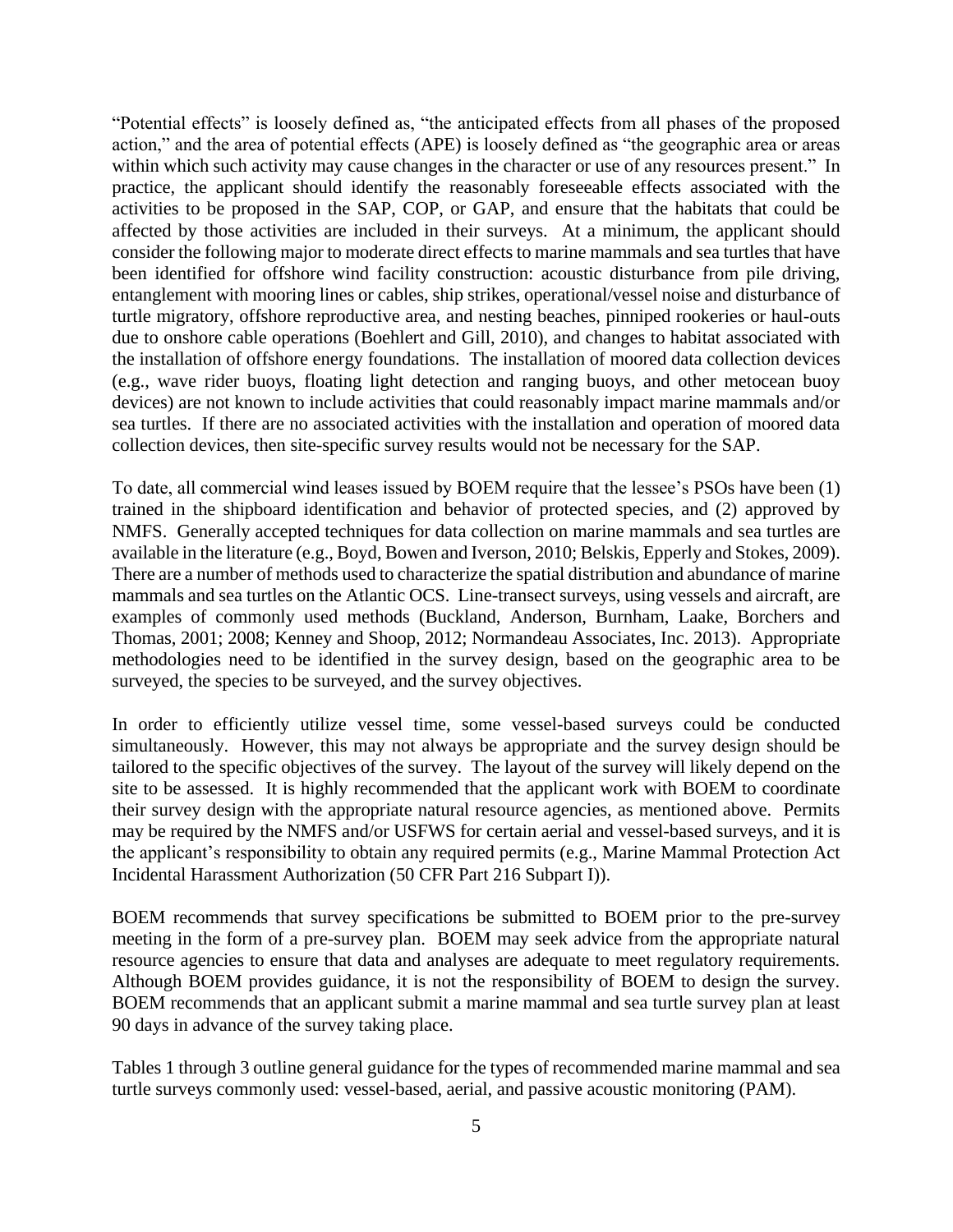"Potential effects" is loosely defined as, "the anticipated effects from all phases of the proposed action," and the area of potential effects (APE) is loosely defined as "the geographic area or areas within which such activity may cause changes in the character or use of any resources present." In practice, the applicant should identify the reasonably foreseeable effects associated with the activities to be proposed in the SAP, COP, or GAP, and ensure that the habitats that could be affected by those activities are included in their surveys. At a minimum, the applicant should consider the following major to moderate direct effects to marine mammals and sea turtles that have been identified for offshore wind facility construction: acoustic disturbance from pile driving, entanglement with mooring lines or cables, ship strikes, operational/vessel noise and disturbance of turtle migratory, offshore reproductive area, and nesting beaches, pinniped rookeries or haul-outs due to onshore cable operations (Boehlert and Gill, 2010), and changes to habitat associated with the installation of offshore energy foundations. The installation of moored data collection devices (e.g., wave rider buoys, floating light detection and ranging buoys, and other metocean buoy devices) are not known to include activities that could reasonably impact marine mammals and/or sea turtles. If there are no associated activities with the installation and operation of moored data collection devices, then site-specific survey results would not be necessary for the SAP.

To date, all commercial wind leases issued by BOEM require that the lessee's PSOs have been (1) trained in the shipboard identification and behavior of protected species, and (2) approved by NMFS. Generally accepted techniques for data collection on marine mammals and sea turtles are available in the literature (e.g., Boyd, Bowen and Iverson, 2010; Belskis, Epperly and Stokes, 2009). There are a number of methods used to characterize the spatial distribution and abundance of marine mammals and sea turtles on the Atlantic OCS. Line-transect surveys, using vessels and aircraft, are examples of commonly used methods (Buckland, Anderson, Burnham, Laake, Borchers and Thomas, 2001; 2008; Kenney and Shoop, 2012; Normandeau Associates, Inc. 2013). Appropriate methodologies need to be identified in the survey design, based on the geographic area to be surveyed, the species to be surveyed, and the survey objectives.

In order to efficiently utilize vessel time, some vessel-based surveys could be conducted simultaneously. However, this may not always be appropriate and the survey design should be tailored to the specific objectives of the survey. The layout of the survey will likely depend on the site to be assessed. It is highly recommended that the applicant work with BOEM to coordinate their survey design with the appropriate natural resource agencies, as mentioned above. Permits may be required by the NMFS and/or USFWS for certain aerial and vessel-based surveys, and it is the applicant's responsibility to obtain any required permits (e.g., Marine Mammal Protection Act Incidental Harassment Authorization (50 CFR Part 216 Subpart I)).

BOEM recommends that survey specifications be submitted to BOEM prior to the pre-survey meeting in the form of a pre-survey plan. BOEM may seek advice from the appropriate natural resource agencies to ensure that data and analyses are adequate to meet regulatory requirements. Although BOEM provides guidance, it is not the responsibility of BOEM to design the survey. BOEM recommends that an applicant submit a marine mammal and sea turtle survey plan at least 90 days in advance of the survey taking place.

Tables 1 through 3 outline general guidance for the types of recommended marine mammal and sea turtle surveys commonly used: vessel-based, aerial, and passive acoustic monitoring (PAM).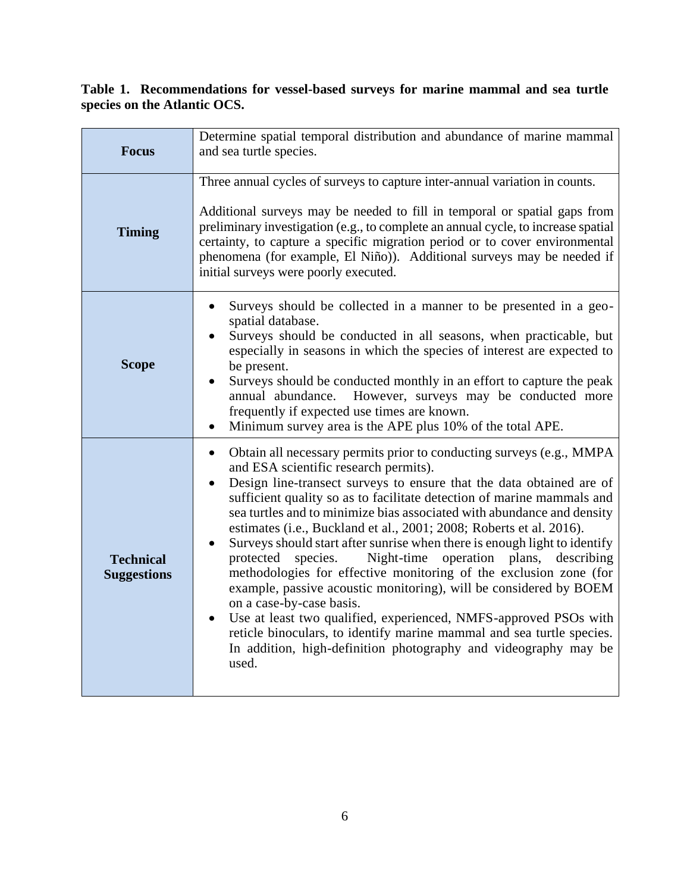**Table 1. Recommendations for vessel-based surveys for marine mammal and sea turtle species on the Atlantic OCS.**

| | |
|---|---|
| **Focus** | Determine spatial temporal distribution and abundance of marine mammal and sea turtle species. |
| **Timing** | Three annual cycles of surveys to capture inter-annual variation in counts.<br><br>Additional surveys may be needed to fill in temporal or spatial gaps from preliminary investigation (e.g., to complete an annual cycle, to increase spatial certainty, to capture a specific migration period or to cover environmental phenomena (for example, El Niño)). Additional surveys may be needed if initial surveys were poorly executed. |
| **Scope** | • Surveys should be collected in a manner to be presented in a geo-spatial database.<br>• Surveys should be conducted in all seasons, when practicable, but especially in seasons in which the species of interest are expected to be present.<br>• Surveys should be conducted monthly in an effort to capture the peak annual abundance. However, surveys may be conducted more frequently if expected use times are known.<br>• Minimum survey area is the APE plus 10% of the total APE. |
| **Technical Suggestions** | • Obtain all necessary permits prior to conducting surveys (e.g., MMPA and ESA scientific research permits).<br>• Design line-transect surveys to ensure that the data obtained are of sufficient quality so as to facilitate detection of marine mammals and sea turtles and to minimize bias associated with abundance and density estimates (i.e., Buckland et al., 2001; 2008; Roberts et al. 2016).<br>• Surveys should start after sunrise when there is enough light to identify protected species. Night-time operation plans, describing methodologies for effective monitoring of the exclusion zone (for example, passive acoustic monitoring), will be considered by BOEM on a case-by-case basis.<br>• Use at least two qualified, experienced, NMFS-approved PSOs with reticle binoculars, to identify marine mammal and sea turtle species. In addition, high-definition photography and videography may be used. |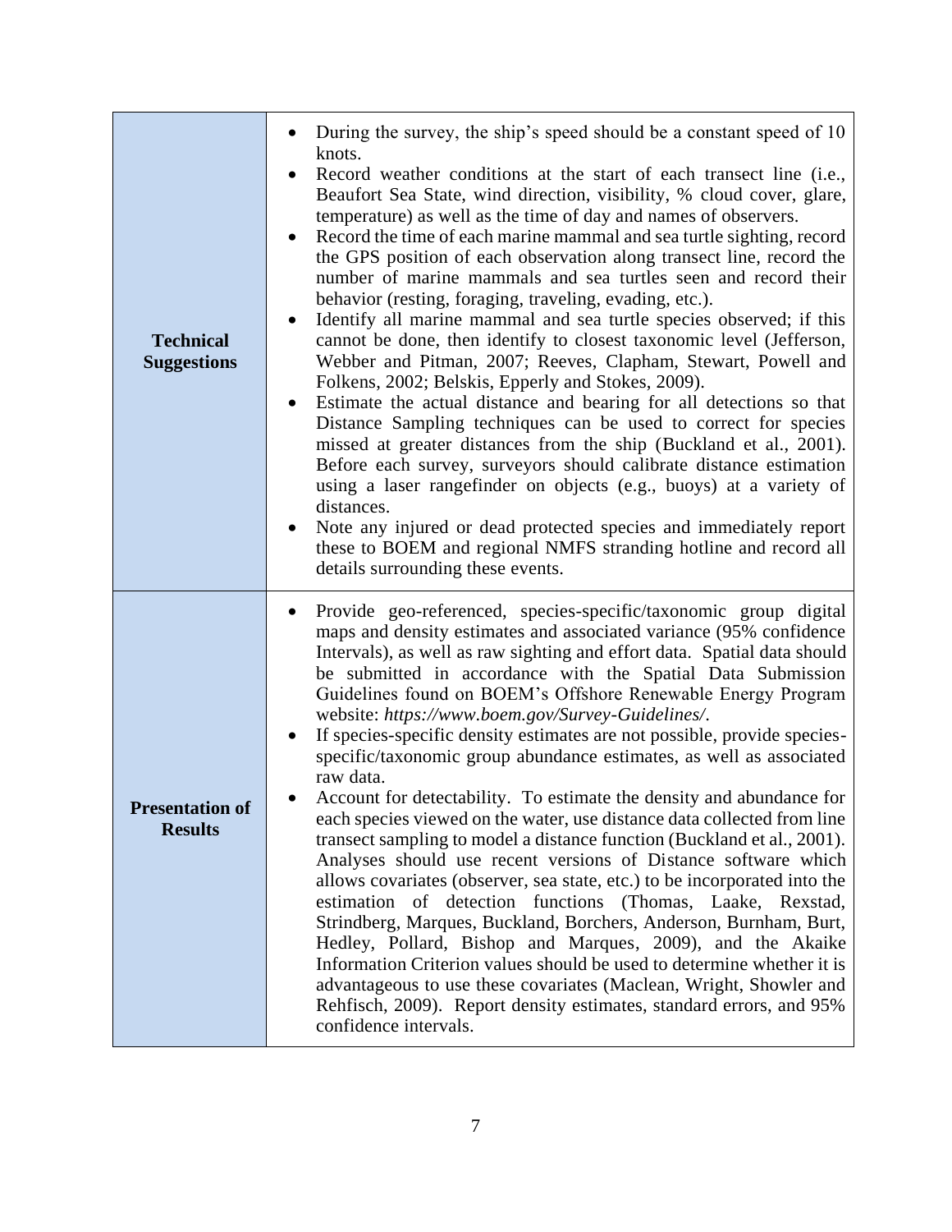| | |
|---|---|
| **Technical Suggestions** | • During the survey, the ship's speed should be a constant speed of 10 knots.<br>• Record weather conditions at the start of each transect line (i.e., Beaufort Sea State, wind direction, visibility, % cloud cover, glare, temperature) as well as the time of day and names of observers.<br>• Record the time of each marine mammal and sea turtle sighting, record the GPS position of each observation along transect line, record the number of marine mammals and sea turtles seen and record their behavior (resting, foraging, traveling, evading, etc.).<br>• Identify all marine mammal and sea turtle species observed; if this cannot be done, then identify to closest taxonomic level (Jefferson, Webber and Pitman, 2007; Reeves, Clapham, Stewart, Powell and Folkens, 2002; Belskis, Epperly and Stokes, 2009).<br>• Estimate the actual distance and bearing for all detections so that Distance Sampling techniques can be used to correct for species missed at greater distances from the ship (Buckland et al., 2001). Before each survey, surveyors should calibrate distance estimation using a laser rangefinder on objects (e.g., buoys) at a variety of distances.<br>• Note any injured or dead protected species and immediately report these to BOEM and regional NMFS stranding hotline and record all details surrounding these events. |
| **Presentation of Results** | • Provide geo-referenced, species-specific/taxonomic group digital maps and density estimates and associated variance (95% confidence Intervals), as well as raw sighting and effort data. Spatial data should be submitted in accordance with the Spatial Data Submission Guidelines found on BOEM's Offshore Renewable Energy Program website: *https://www.boem.gov/Survey-Guidelines/*.<br>• If species-specific density estimates are not possible, provide species-specific/taxonomic group abundance estimates, as well as associated raw data.<br>• Account for detectability. To estimate the density and abundance for each species viewed on the water, use distance data collected from line transect sampling to model a distance function (Buckland et al., 2001). Analyses should use recent versions of Distance software which allows covariates (observer, sea state, etc.) to be incorporated into the estimation of detection functions (Thomas, Laake, Rexstad, Strindberg, Marques, Buckland, Borchers, Anderson, Burnham, Burt, Hedley, Pollard, Bishop and Marques, 2009), and the Akaike Information Criterion values should be used to determine whether it is advantageous to use these covariates (Maclean, Wright, Showler and Rehfisch, 2009). Report density estimates, standard errors, and 95% confidence intervals. |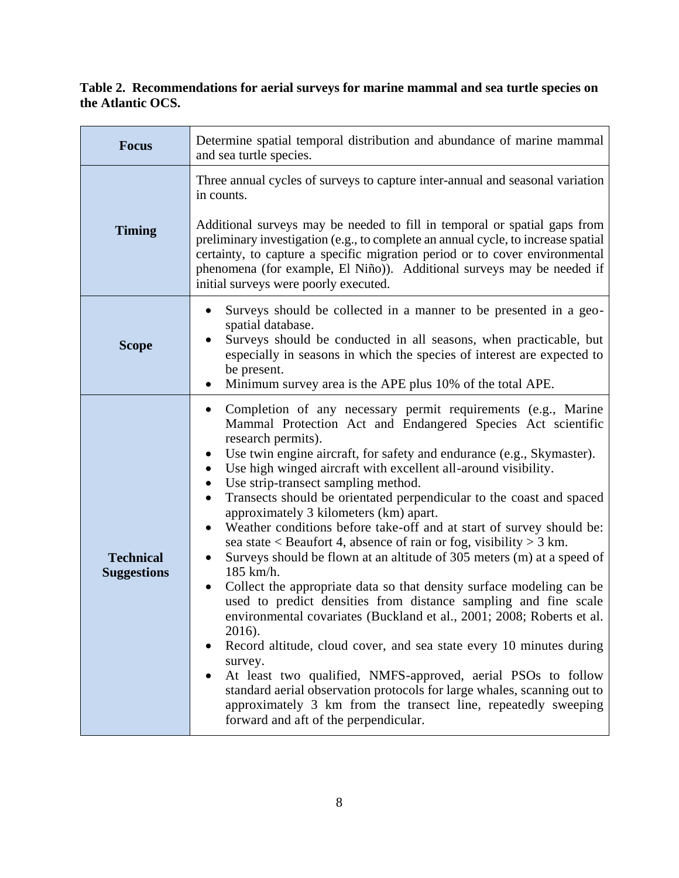**Table 2. Recommendations for aerial surveys for marine mammal and sea turtle species on the Atlantic OCS.**

| | |
|---|---|
| **Focus** | Determine spatial temporal distribution and abundance of marine mammal and sea turtle species. |
| **Timing** | Three annual cycles of surveys to capture inter-annual and seasonal variation in counts.<br><br>Additional surveys may be needed to fill in temporal or spatial gaps from preliminary investigation (e.g., to complete an annual cycle, to increase spatial certainty, to capture a specific migration period or to cover environmental phenomena (for example, El Niño)). Additional surveys may be needed if initial surveys were poorly executed. |
| **Scope** | • Surveys should be collected in a manner to be presented in a geo-spatial database.<br>• Surveys should be conducted in all seasons, when practicable, but especially in seasons in which the species of interest are expected to be present.<br>• Minimum survey area is the APE plus 10% of the total APE. |
| **Technical Suggestions** | • Completion of any necessary permit requirements (e.g., Marine Mammal Protection Act and Endangered Species Act scientific research permits).<br>• Use twin engine aircraft, for safety and endurance (e.g., Skymaster).<br>• Use high winged aircraft with excellent all-around visibility.<br>• Use strip-transect sampling method.<br>• Transects should be orientated perpendicular to the coast and spaced approximately 3 kilometers (km) apart.<br>• Weather conditions before take-off and at start of survey should be: sea state < Beaufort 4, absence of rain or fog, visibility > 3 km.<br>• Surveys should be flown at an altitude of 305 meters (m) at a speed of 185 km/h.<br>• Collect the appropriate data so that density surface modeling can be used to predict densities from distance sampling and fine scale environmental covariates (Buckland et al., 2001; 2008; Roberts et al. 2016).<br>• Record altitude, cloud cover, and sea state every 10 minutes during survey.<br>• At least two qualified, NMFS-approved, aerial PSOs to follow standard aerial observation protocols for large whales, scanning out to approximately 3 km from the transect line, repeatedly sweeping forward and aft of the perpendicular. |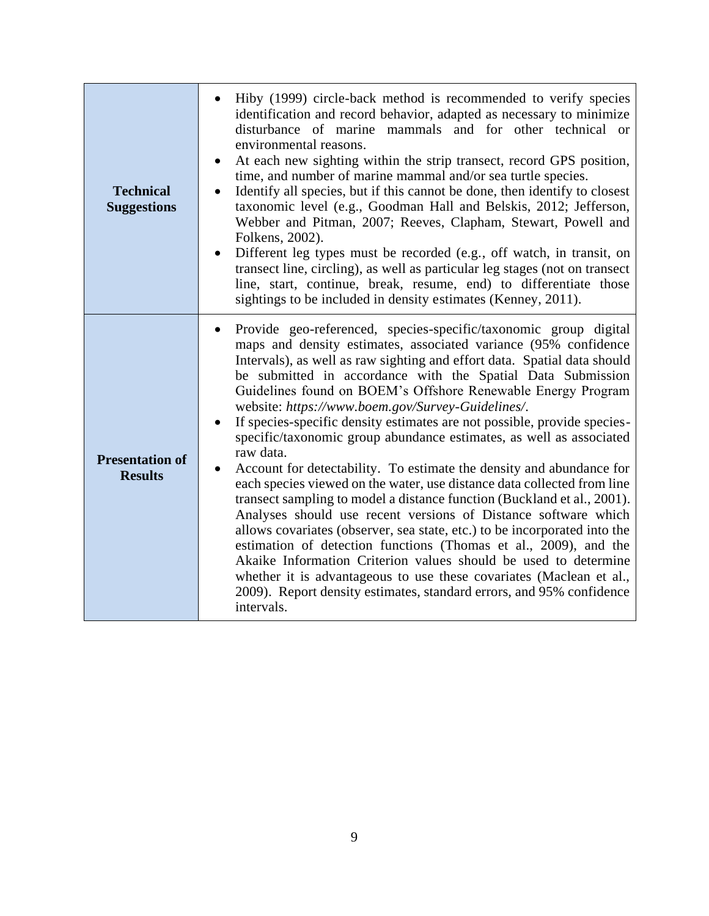| | |
|---|---|
| **Technical Suggestions** | • Hiby (1999) circle-back method is recommended to verify species identification and record behavior, adapted as necessary to minimize disturbance of marine mammals and for other technical or environmental reasons.<br>• At each new sighting within the strip transect, record GPS position, time, and number of marine mammal and/or sea turtle species.<br>• Identify all species, but if this cannot be done, then identify to closest taxonomic level (e.g., Goodman Hall and Belskis, 2012; Jefferson, Webber and Pitman, 2007; Reeves, Clapham, Stewart, Powell and Folkens, 2002).<br>• Different leg types must be recorded (e.g., off watch, in transit, on transect line, circling), as well as particular leg stages (not on transect line, start, continue, break, resume, end) to differentiate those sightings to be included in density estimates (Kenney, 2011). |
| **Presentation of Results** | • Provide geo-referenced, species-specific/taxonomic group digital maps and density estimates, associated variance (95% confidence Intervals), as well as raw sighting and effort data. Spatial data should be submitted in accordance with the Spatial Data Submission Guidelines found on BOEM's Offshore Renewable Energy Program website: *https://www.boem.gov/Survey-Guidelines/*.<br>• If species-specific density estimates are not possible, provide species-specific/taxonomic group abundance estimates, as well as associated raw data.<br>• Account for detectability. To estimate the density and abundance for each species viewed on the water, use distance data collected from line transect sampling to model a distance function (Buckland et al., 2001). Analyses should use recent versions of Distance software which allows covariates (observer, sea state, etc.) to be incorporated into the estimation of detection functions (Thomas et al., 2009), and the Akaike Information Criterion values should be used to determine whether it is advantageous to use these covariates (Maclean et al., 2009). Report density estimates, standard errors, and 95% confidence intervals. |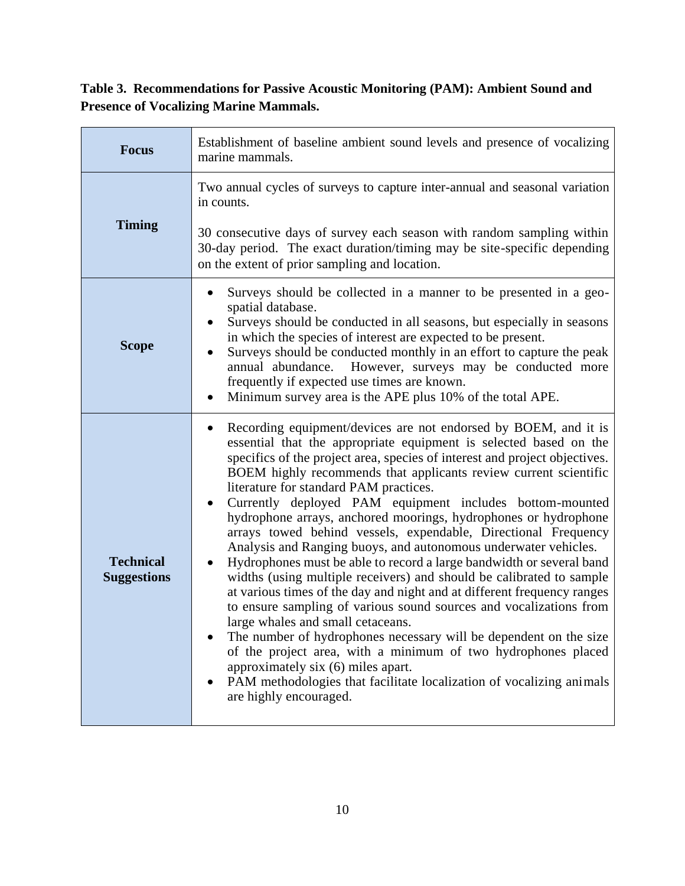**Table 3. Recommendations for Passive Acoustic Monitoring (PAM): Ambient Sound and Presence of Vocalizing Marine Mammals.**

| | |
|---|---|
| **Focus** | Establishment of baseline ambient sound levels and presence of vocalizing marine mammals. |
| **Timing** | Two annual cycles of surveys to capture inter-annual and seasonal variation in counts.<br><br>30 consecutive days of survey each season with random sampling within 30-day period. The exact duration/timing may be site-specific depending on the extent of prior sampling and location. |
| **Scope** | • Surveys should be collected in a manner to be presented in a geo-spatial database.<br>• Surveys should be conducted in all seasons, but especially in seasons in which the species of interest are expected to be present.<br>• Surveys should be conducted monthly in an effort to capture the peak annual abundance. However, surveys may be conducted more frequently if expected use times are known.<br>• Minimum survey area is the APE plus 10% of the total APE. |
| **Technical Suggestions** | • Recording equipment/devices are not endorsed by BOEM, and it is essential that the appropriate equipment is selected based on the specifics of the project area, species of interest and project objectives. BOEM highly recommends that applicants review current scientific literature for standard PAM practices.<br>• Currently deployed PAM equipment includes bottom-mounted hydrophone arrays, anchored moorings, hydrophones or hydrophone arrays towed behind vessels, expendable, Directional Frequency Analysis and Ranging buoys, and autonomous underwater vehicles.<br>• Hydrophones must be able to record a large bandwidth or several band widths (using multiple receivers) and should be calibrated to sample at various times of the day and night and at different frequency ranges to ensure sampling of various sound sources and vocalizations from large whales and small cetaceans.<br>• The number of hydrophones necessary will be dependent on the size of the project area, with a minimum of two hydrophones placed approximately six (6) miles apart.<br>• PAM methodologies that facilitate localization of vocalizing animals are highly encouraged. |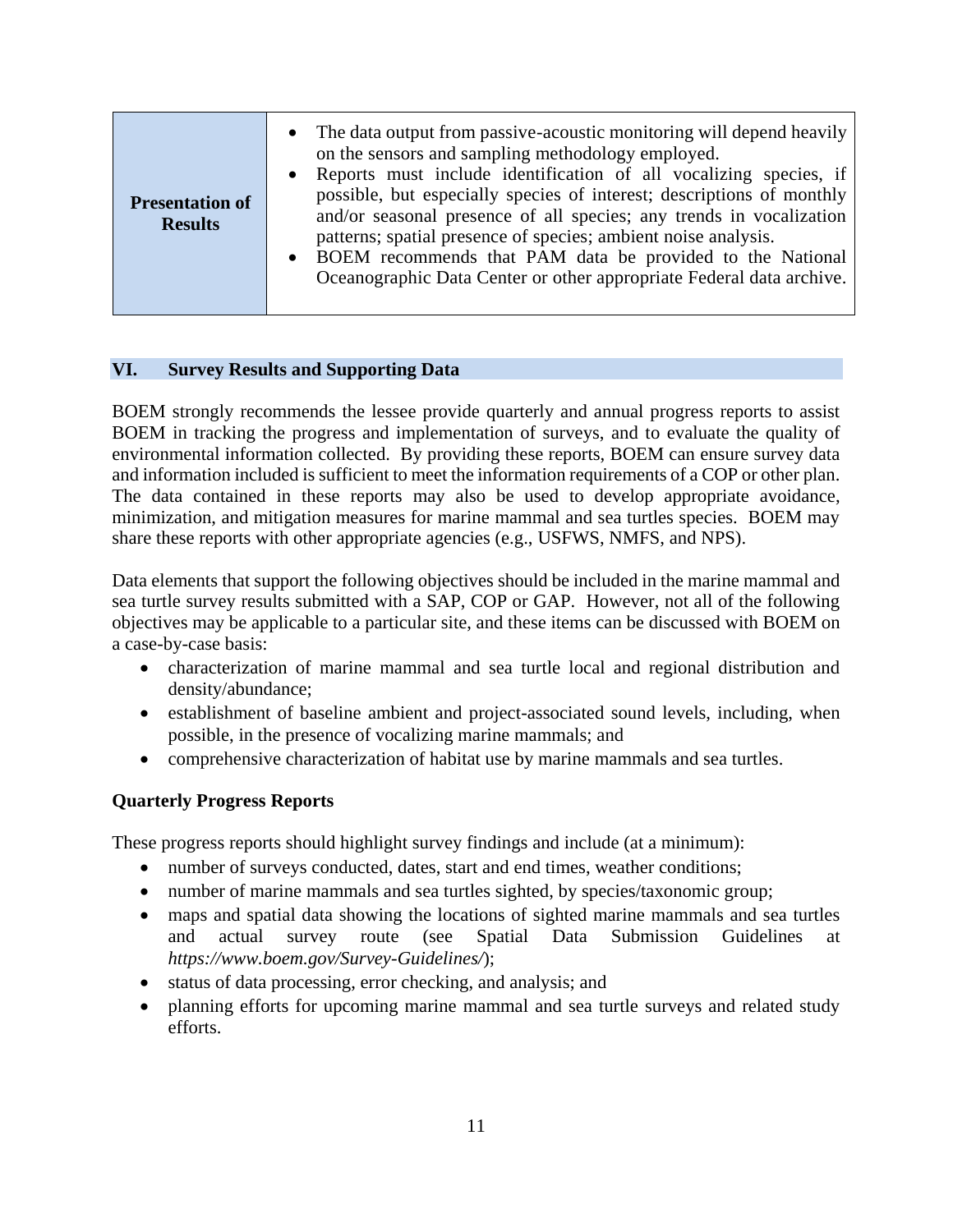| | |
|---|---|
| **Presentation of Results** | • The data output from passive-acoustic monitoring will depend heavily on the sensors and sampling methodology employed.<br>• Reports must include identification of all vocalizing species, if possible, but especially species of interest; descriptions of monthly and/or seasonal presence of all species; any trends in vocalization patterns; spatial presence of species; ambient noise analysis.<br>• BOEM recommends that PAM data be provided to the National Oceanographic Data Center or other appropriate Federal data archive. |

## VI. Survey Results and Supporting Data

BOEM strongly recommends the lessee provide quarterly and annual progress reports to assist BOEM in tracking the progress and implementation of surveys, and to evaluate the quality of environmental information collected. By providing these reports, BOEM can ensure survey data and information included is sufficient to meet the information requirements of a COP or other plan. The data contained in these reports may also be used to develop appropriate avoidance, minimization, and mitigation measures for marine mammal and sea turtles species. BOEM may share these reports with other appropriate agencies (e.g., USFWS, NMFS, and NPS).

Data elements that support the following objectives should be included in the marine mammal and sea turtle survey results submitted with a SAP, COP or GAP. However, not all of the following objectives may be applicable to a particular site, and these items can be discussed with BOEM on a case-by-case basis:

- characterization of marine mammal and sea turtle local and regional distribution and density/abundance;
- establishment of baseline ambient and project-associated sound levels, including, when possible, in the presence of vocalizing marine mammals; and
- comprehensive characterization of habitat use by marine mammals and sea turtles.

**Quarterly Progress Reports**

These progress reports should highlight survey findings and include (at a minimum):

- number of surveys conducted, dates, start and end times, weather conditions;
- number of marine mammals and sea turtles sighted, by species/taxonomic group;
- maps and spatial data showing the locations of sighted marine mammals and sea turtles and actual survey route (see Spatial Data Submission Guidelines at *https://www.boem.gov/Survey-Guidelines/*);
- status of data processing, error checking, and analysis; and
- planning efforts for upcoming marine mammal and sea turtle surveys and related study efforts.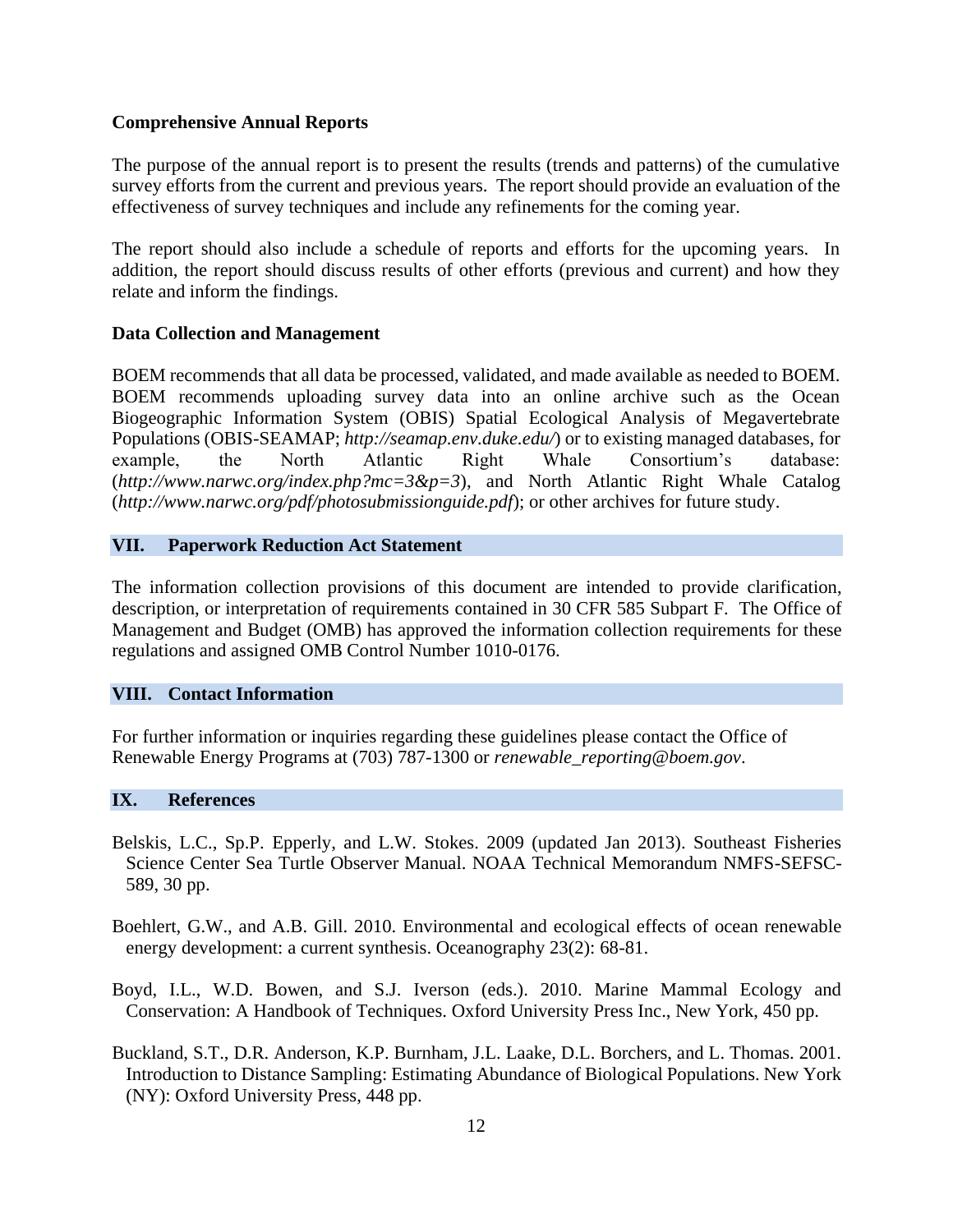**Comprehensive Annual Reports**

The purpose of the annual report is to present the results (trends and patterns) of the cumulative survey efforts from the current and previous years. The report should provide an evaluation of the effectiveness of survey techniques and include any refinements for the coming year.

The report should also include a schedule of reports and efforts for the upcoming years. In addition, the report should discuss results of other efforts (previous and current) and how they relate and inform the findings.

**Data Collection and Management**

BOEM recommends that all data be processed, validated, and made available as needed to BOEM. BOEM recommends uploading survey data into an online archive such as the Ocean Biogeographic Information System (OBIS) Spatial Ecological Analysis of Megavertebrate Populations (OBIS-SEAMAP; *http://seamap.env.duke.edu/*) or to existing managed databases, for example, the North Atlantic Right Whale Consortium's database: (*http://www.narwc.org/index.php?mc=3&p=3*), and North Atlantic Right Whale Catalog (*http://www.narwc.org/pdf/photosubmissionguide.pdf*); or other archives for future study.

## VII. Paperwork Reduction Act Statement

The information collection provisions of this document are intended to provide clarification, description, or interpretation of requirements contained in 30 CFR 585 Subpart F. The Office of Management and Budget (OMB) has approved the information collection requirements for these regulations and assigned OMB Control Number 1010-0176.

## VIII. Contact Information

For further information or inquiries regarding these guidelines please contact the Office of Renewable Energy Programs at (703) 787-1300 or *renewable_reporting@boem.gov*.

## IX. References

Belskis, L.C., Sp.P. Epperly, and L.W. Stokes. 2009 (updated Jan 2013). Southeast Fisheries Science Center Sea Turtle Observer Manual. NOAA Technical Memorandum NMFS-SEFSC-589, 30 pp.

Boehlert, G.W., and A.B. Gill. 2010. Environmental and ecological effects of ocean renewable energy development: a current synthesis. Oceanography 23(2): 68-81.

Boyd, I.L., W.D. Bowen, and S.J. Iverson (eds.). 2010. Marine Mammal Ecology and Conservation: A Handbook of Techniques. Oxford University Press Inc., New York, 450 pp.

Buckland, S.T., D.R. Anderson, K.P. Burnham, J.L. Laake, D.L. Borchers, and L. Thomas. 2001. Introduction to Distance Sampling: Estimating Abundance of Biological Populations. New York (NY): Oxford University Press, 448 pp.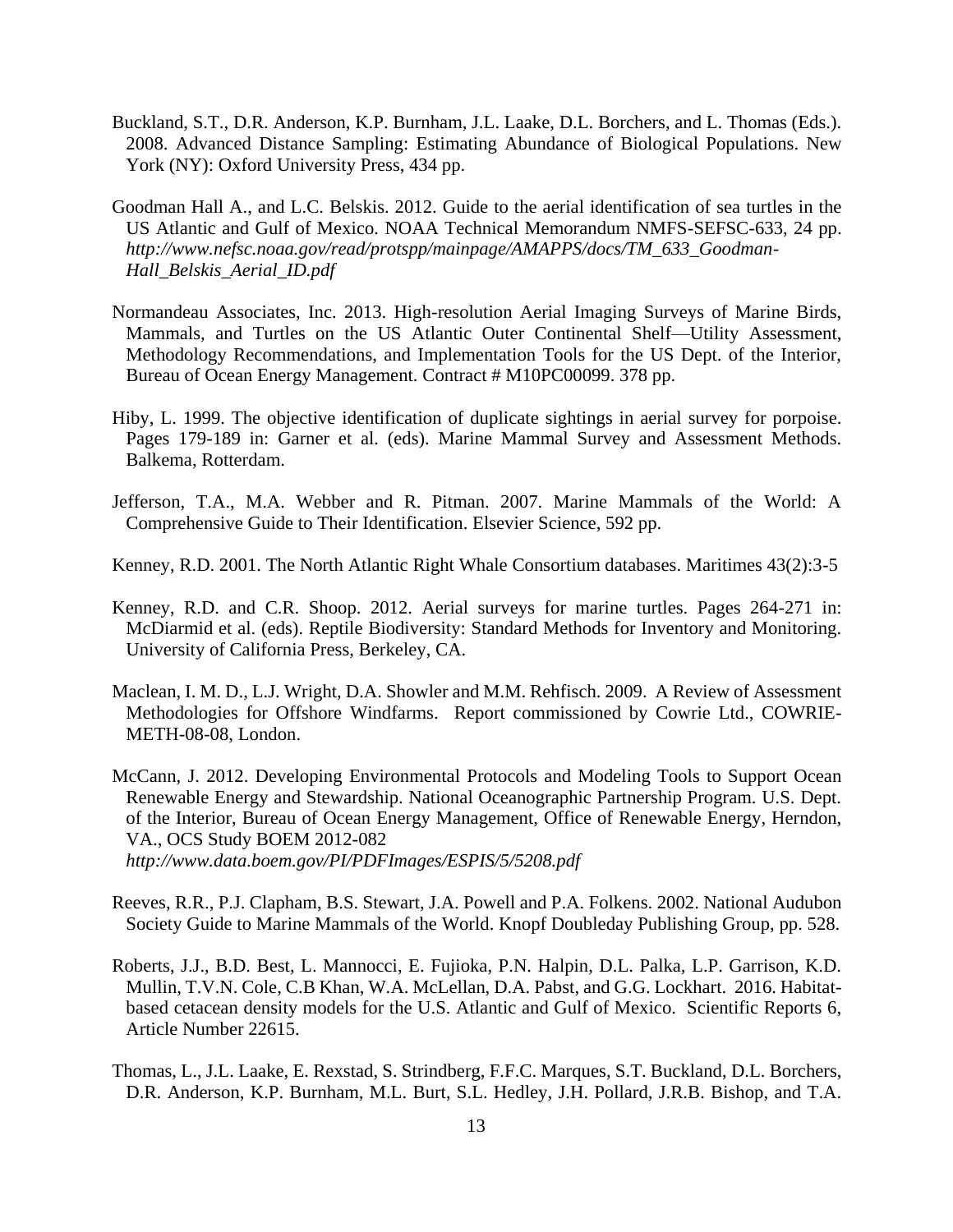Buckland, S.T., D.R. Anderson, K.P. Burnham, J.L. Laake, D.L. Borchers, and L. Thomas (Eds.). 2008. Advanced Distance Sampling: Estimating Abundance of Biological Populations. New York (NY): Oxford University Press, 434 pp.

Goodman Hall A., and L.C. Belskis. 2012. Guide to the aerial identification of sea turtles in the US Atlantic and Gulf of Mexico. NOAA Technical Memorandum NMFS-SEFSC-633, 24 pp. *http://www.nefsc.noaa.gov/read/protspp/mainpage/AMAPPS/docs/TM_633_Goodman-Hall_Belskis_Aerial_ID.pdf*

Normandeau Associates, Inc. 2013. High-resolution Aerial Imaging Surveys of Marine Birds, Mammals, and Turtles on the US Atlantic Outer Continental Shelf—Utility Assessment, Methodology Recommendations, and Implementation Tools for the US Dept. of the Interior, Bureau of Ocean Energy Management. Contract # M10PC00099. 378 pp.

Hiby, L. 1999. The objective identification of duplicate sightings in aerial survey for porpoise. Pages 179-189 in: Garner et al. (eds). Marine Mammal Survey and Assessment Methods. Balkema, Rotterdam.

Jefferson, T.A., M.A. Webber and R. Pitman. 2007. Marine Mammals of the World: A Comprehensive Guide to Their Identification. Elsevier Science, 592 pp.

Kenney, R.D. 2001. The North Atlantic Right Whale Consortium databases. Maritimes 43(2):3-5

Kenney, R.D. and C.R. Shoop. 2012. Aerial surveys for marine turtles. Pages 264-271 in: McDiarmid et al. (eds). Reptile Biodiversity: Standard Methods for Inventory and Monitoring. University of California Press, Berkeley, CA.

Maclean, I. M. D., L.J. Wright, D.A. Showler and M.M. Rehfisch. 2009. A Review of Assessment Methodologies for Offshore Windfarms. Report commissioned by Cowrie Ltd., COWRIE-METH-08-08, London.

McCann, J. 2012. Developing Environmental Protocols and Modeling Tools to Support Ocean Renewable Energy and Stewardship. National Oceanographic Partnership Program. U.S. Dept. of the Interior, Bureau of Ocean Energy Management, Office of Renewable Energy, Herndon, VA., OCS Study BOEM 2012-082 *http://www.data.boem.gov/PI/PDFImages/ESPIS/5/5208.pdf*

Reeves, R.R., P.J. Clapham, B.S. Stewart, J.A. Powell and P.A. Folkens. 2002. National Audubon Society Guide to Marine Mammals of the World. Knopf Doubleday Publishing Group, pp. 528.

Roberts, J.J., B.D. Best, L. Mannocci, E. Fujioka, P.N. Halpin, D.L. Palka, L.P. Garrison, K.D. Mullin, T.V.N. Cole, C.B Khan, W.A. McLellan, D.A. Pabst, and G.G. Lockhart. 2016. Habitat-based cetacean density models for the U.S. Atlantic and Gulf of Mexico. Scientific Reports 6, Article Number 22615.

Thomas, L., J.L. Laake, E. Rexstad, S. Strindberg, F.F.C. Marques, S.T. Buckland, D.L. Borchers, D.R. Anderson, K.P. Burnham, M.L. Burt, S.L. Hedley, J.H. Pollard, J.R.B. Bishop, and T.A.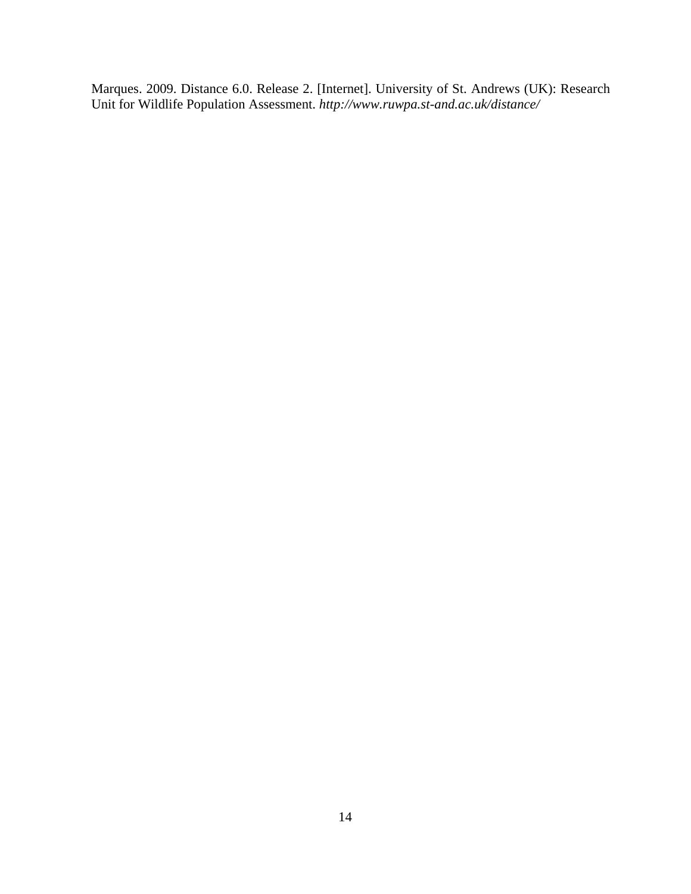Marques. 2009. Distance 6.0. Release 2. [Internet]. University of St. Andrews (UK): Research Unit for Wildlife Population Assessment. *http://www.ruwpa.st-and.ac.uk/distance/*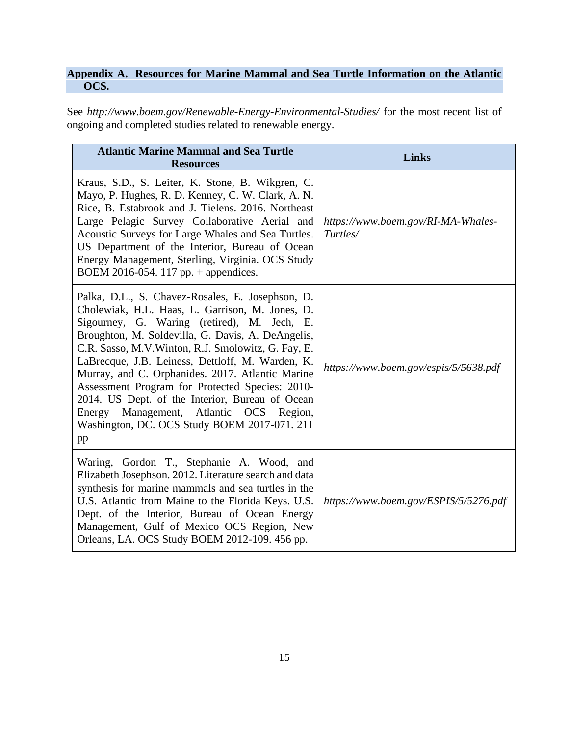## Appendix A. Resources for Marine Mammal and Sea Turtle Information on the Atlantic OCS.

See *http://www.boem.gov/Renewable-Energy-Environmental-Studies/* for the most recent list of ongoing and completed studies related to renewable energy.

| Atlantic Marine Mammal and Sea Turtle Resources | Links |
|---|---|
| Kraus, S.D., S. Leiter, K. Stone, B. Wikgren, C. Mayo, P. Hughes, R. D. Kenney, C. W. Clark, A. N. Rice, B. Estabrook and J. Tielens. 2016. Northeast Large Pelagic Survey Collaborative Aerial and Acoustic Surveys for Large Whales and Sea Turtles. US Department of the Interior, Bureau of Ocean Energy Management, Sterling, Virginia. OCS Study BOEM 2016-054. 117 pp. + appendices. | *https://www.boem.gov/RI-MA-Whales-Turtles/* |
| Palka, D.L., S. Chavez-Rosales, E. Josephson, D. Cholewiak, H.L. Haas, L. Garrison, M. Jones, D. Sigourney, G. Waring (retired), M. Jech, E. Broughton, M. Soldevilla, G. Davis, A. DeAngelis, C.R. Sasso, M.V.Winton, R.J. Smolowitz, G. Fay, E. LaBrecque, J.B. Leiness, Dettloff, M. Warden, K. Murray, and C. Orphanides. 2017. Atlantic Marine Assessment Program for Protected Species: 2010-2014. US Dept. of the Interior, Bureau of Ocean Energy Management, Atlantic OCS Region, Washington, DC. OCS Study BOEM 2017-071. 211 pp | *https://www.boem.gov/espis/5/5638.pdf* |
| Waring, Gordon T., Stephanie A. Wood, and Elizabeth Josephson. 2012. Literature search and data synthesis for marine mammals and sea turtles in the U.S. Atlantic from Maine to the Florida Keys. U.S. Dept. of the Interior, Bureau of Ocean Energy Management, Gulf of Mexico OCS Region, New Orleans, LA. OCS Study BOEM 2012-109. 456 pp. | *https://www.boem.gov/ESPIS/5/5276.pdf* |